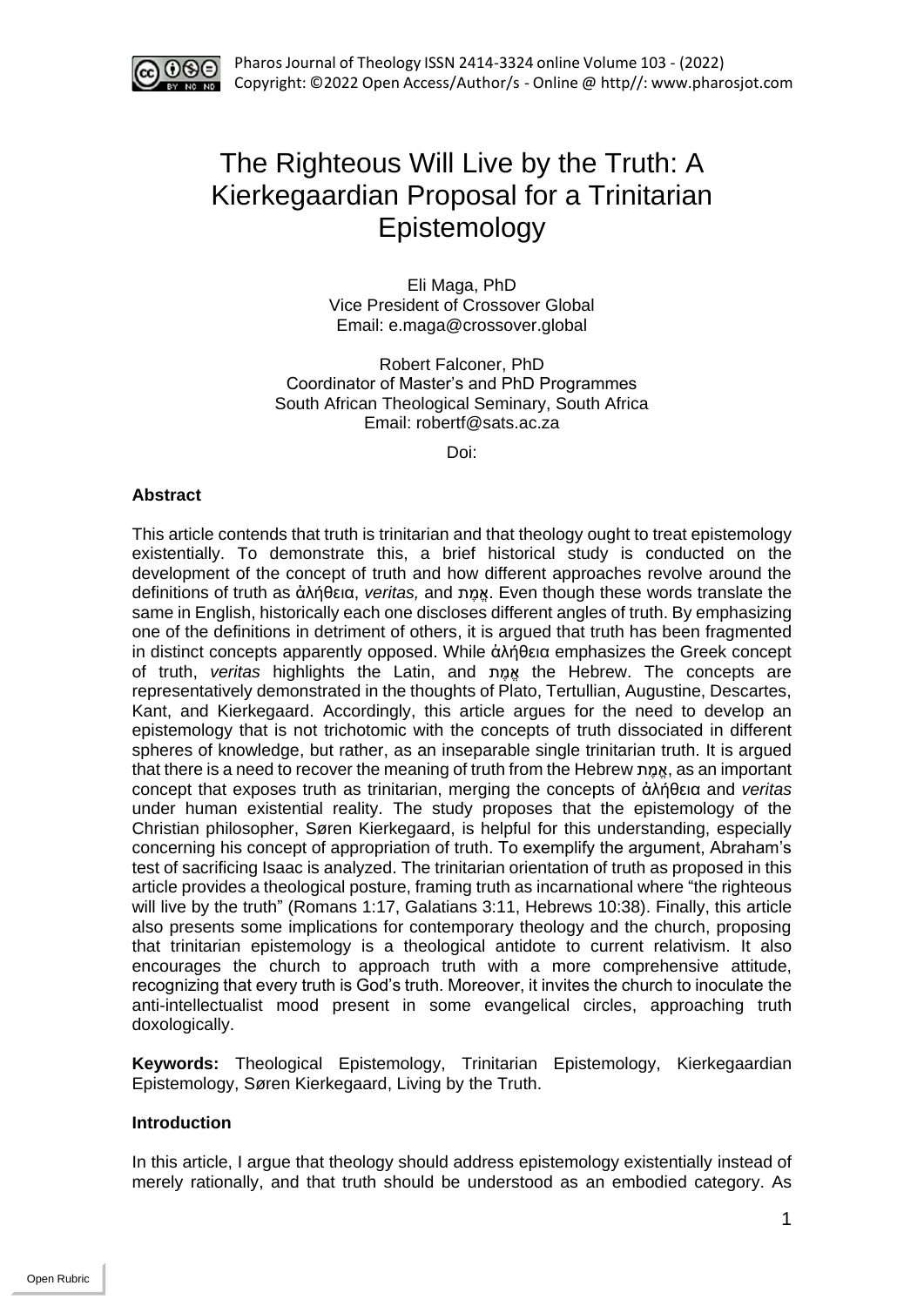# The Righteous Will Live by the Truth: A Kierkegaardian Proposal for a Trinitarian Epistemology

Eli Maga, PhD
Vice President of Crossover Global
Email: e.maga@crossover.global

Robert Falconer, PhD
Coordinator of Master's and PhD Programmes
South African Theological Seminary, South Africa
Email: robertf@sats.ac.za

Doi:

### Abstract

This article contends that truth is trinitarian and that theology ought to treat epistemology existentially. To demonstrate this, a brief historical study is conducted on the development of the concept of truth and how different approaches revolve around the definitions of truth as ἀλήθεια, *veritas,* and אֱמֶת. Even though these words translate the same in English, historically each one discloses different angles of truth. By emphasizing one of the definitions in detriment of others, it is argued that truth has been fragmented in distinct concepts apparently opposed. While ἀλήθεια emphasizes the Greek concept of truth, *veritas* highlights the Latin, and אֱמֶת the Hebrew. The concepts are representatively demonstrated in the thoughts of Plato, Tertullian, Augustine, Descartes, Kant, and Kierkegaard. Accordingly, this article argues for the need to develop an epistemology that is not trichotomic with the concepts of truth dissociated in different spheres of knowledge, but rather, as an inseparable single trinitarian truth. It is argued that there is a need to recover the meaning of truth from the Hebrew אֱמֶת, as an important concept that exposes truth as trinitarian, merging the concepts of ἀλήθεια and *veritas* under human existential reality. The study proposes that the epistemology of the Christian philosopher, Søren Kierkegaard, is helpful for this understanding, especially concerning his concept of appropriation of truth. To exemplify the argument, Abraham's test of sacrificing Isaac is analyzed. The trinitarian orientation of truth as proposed in this article provides a theological posture, framing truth as incarnational where "the righteous will live by the truth" (Romans 1:17, Galatians 3:11, Hebrews 10:38). Finally, this article also presents some implications for contemporary theology and the church, proposing that trinitarian epistemology is a theological antidote to current relativism. It also encourages the church to approach truth with a more comprehensive attitude, recognizing that every truth is God's truth. Moreover, it invites the church to inoculate the anti-intellectualist mood present in some evangelical circles, approaching truth doxologically.

**Keywords:** Theological Epistemology, Trinitarian Epistemology, Kierkegaardian Epistemology, Søren Kierkegaard, Living by the Truth.

### Introduction

In this article, I argue that theology should address epistemology existentially instead of merely rationally, and that truth should be understood as an embodied category. As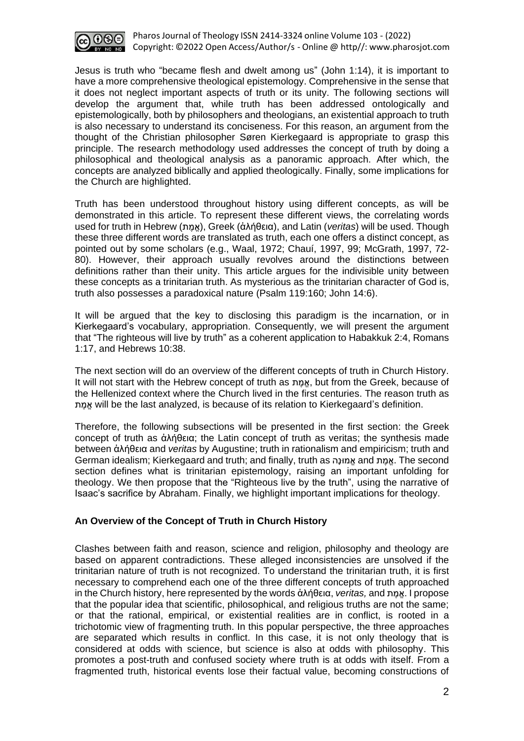Jesus is truth who "became flesh and dwelt among us" (John 1:14), it is important to have a more comprehensive theological epistemology. Comprehensive in the sense that it does not neglect important aspects of truth or its unity. The following sections will develop the argument that, while truth has been addressed ontologically and epistemologically, both by philosophers and theologians, an existential approach to truth is also necessary to understand its conciseness. For this reason, an argument from the thought of the Christian philosopher Søren Kierkegaard is appropriate to grasp this principle. The research methodology used addresses the concept of truth by doing a philosophical and theological analysis as a panoramic approach. After which, the concepts are analyzed biblically and applied theologically. Finally, some implications for the Church are highlighted.

Truth has been understood throughout history using different concepts, as will be demonstrated in this article. To represent these different views, the correlating words used for truth in Hebrew (אֱמֶת), Greek (ἀλήθεια), and Latin (*veritas*) will be used. Though these three different words are translated as truth, each one offers a distinct concept, as pointed out by some scholars (e.g., Waal, 1972; Chauí, 1997, 99; McGrath, 1997, 72-80). However, their approach usually revolves around the distinctions between definitions rather than their unity. This article argues for the indivisible unity between these concepts as a trinitarian truth. As mysterious as the trinitarian character of God is, truth also possesses a paradoxical nature (Psalm 119:160; John 14:6).

It will be argued that the key to disclosing this paradigm is the incarnation, or in Kierkegaard's vocabulary, appropriation. Consequently, we will present the argument that "The righteous will live by truth" as a coherent application to Habakkuk 2:4, Romans 1:17, and Hebrews 10:38.

The next section will do an overview of the different concepts of truth in Church History. It will not start with the Hebrew concept of truth as אֱמֶת, but from the Greek, because of the Hellenized context where the Church lived in the first centuries. The reason truth as אֱמֶת will be the last analyzed, is because of its relation to Kierkegaard's definition.

Therefore, the following subsections will be presented in the first section: the Greek concept of truth as ἀλήθεια; the Latin concept of truth as veritas; the synthesis made between ἀλήθεια and *veritas* by Augustine; truth in rationalism and empiricism; truth and German idealism; Kierkegaard and truth; and finally, truth as אֱמוּנָה and אֱמֶת. The second section defines what is trinitarian epistemology, raising an important unfolding for theology. We then propose that the "Righteous live by the truth", using the narrative of Isaac's sacrifice by Abraham. Finally, we highlight important implications for theology.

## An Overview of the Concept of Truth in Church History

Clashes between faith and reason, science and religion, philosophy and theology are based on apparent contradictions. These alleged inconsistencies are unsolved if the trinitarian nature of truth is not recognized. To understand the trinitarian truth, it is first necessary to comprehend each one of the three different concepts of truth approached in the Church history, here represented by the words ἀλήθεια, *veritas,* and אֱמֶת. I propose that the popular idea that scientific, philosophical, and religious truths are not the same; or that the rational, empirical, or existential realities are in conflict, is rooted in a trichotomic view of fragmenting truth. In this popular perspective, the three approaches are separated which results in conflict. In this case, it is not only theology that is considered at odds with science, but science is also at odds with philosophy. This promotes a post-truth and confused society where truth is at odds with itself. From a fragmented truth, historical events lose their factual value, becoming constructions of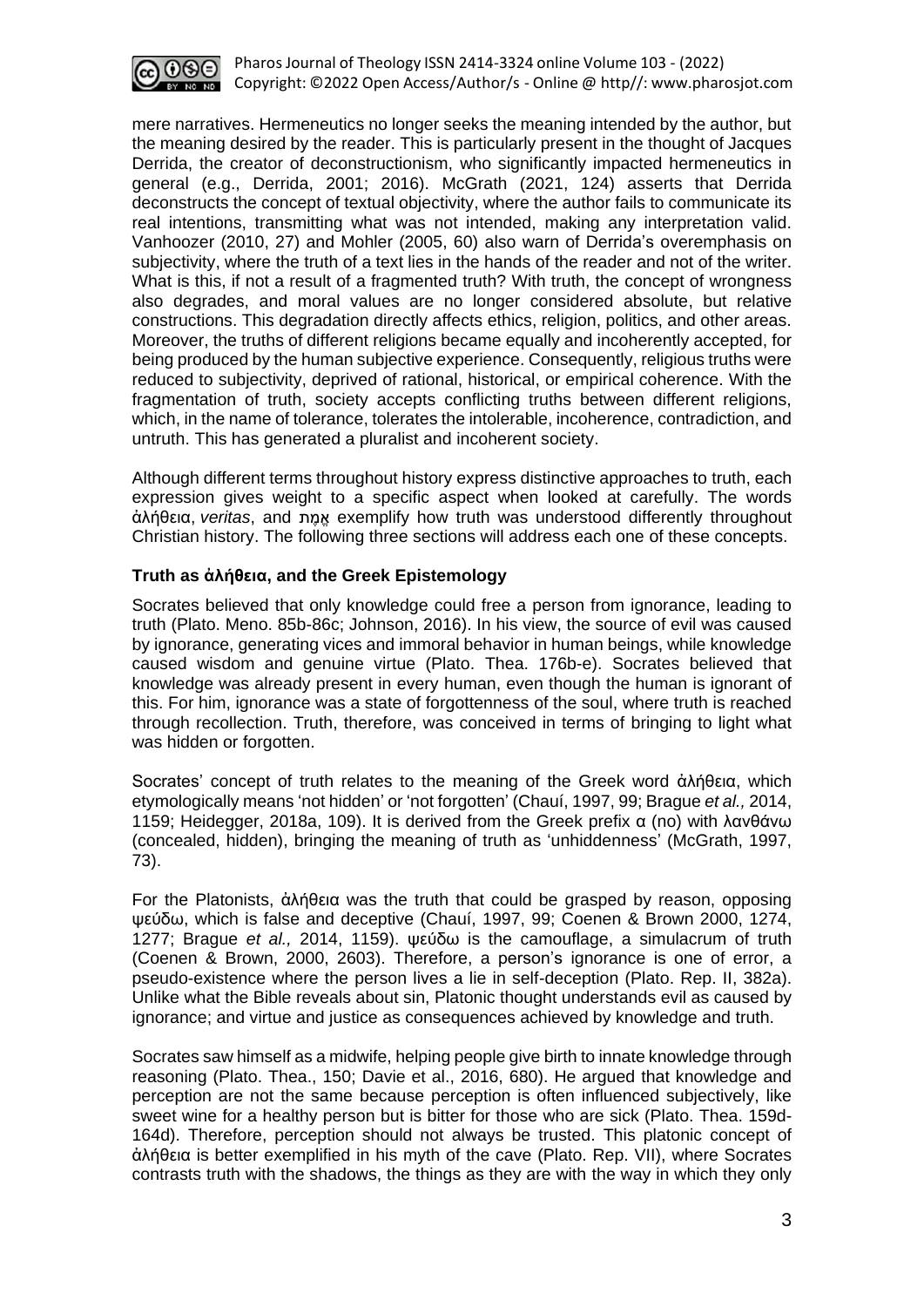mere narratives. Hermeneutics no longer seeks the meaning intended by the author, but the meaning desired by the reader. This is particularly present in the thought of Jacques Derrida, the creator of deconstructionism, who significantly impacted hermeneutics in general (e.g., Derrida, 2001; 2016). McGrath (2021, 124) asserts that Derrida deconstructs the concept of textual objectivity, where the author fails to communicate its real intentions, transmitting what was not intended, making any interpretation valid. Vanhoozer (2010, 27) and Mohler (2005, 60) also warn of Derrida's overemphasis on subjectivity, where the truth of a text lies in the hands of the reader and not of the writer. What is this, if not a result of a fragmented truth? With truth, the concept of wrongness also degrades, and moral values are no longer considered absolute, but relative constructions. This degradation directly affects ethics, religion, politics, and other areas. Moreover, the truths of different religions became equally and incoherently accepted, for being produced by the human subjective experience. Consequently, religious truths were reduced to subjectivity, deprived of rational, historical, or empirical coherence. With the fragmentation of truth, society accepts conflicting truths between different religions, which, in the name of tolerance, tolerates the intolerable, incoherence, contradiction, and untruth. This has generated a pluralist and incoherent society.

Although different terms throughout history express distinctive approaches to truth, each expression gives weight to a specific aspect when looked at carefully. The words ἀλήθεια, *veritas*, and אֱמֶת exemplify how truth was understood differently throughout Christian history. The following three sections will address each one of these concepts.

### Truth as ἀλήθεια, and the Greek Epistemology

Socrates believed that only knowledge could free a person from ignorance, leading to truth (Plato. Meno. 85b-86c; Johnson, 2016). In his view, the source of evil was caused by ignorance, generating vices and immoral behavior in human beings, while knowledge caused wisdom and genuine virtue (Plato. Thea. 176b-e). Socrates believed that knowledge was already present in every human, even though the human is ignorant of this. For him, ignorance was a state of forgottenness of the soul, where truth is reached through recollection. Truth, therefore, was conceived in terms of bringing to light what was hidden or forgotten.

Socrates' concept of truth relates to the meaning of the Greek word ἀλήθεια, which etymologically means 'not hidden' or 'not forgotten' (Chauí, 1997, 99; Brague *et al.,* 2014, 1159; Heidegger, 2018a, 109). It is derived from the Greek prefix α (no) with λανθάνω (concealed, hidden), bringing the meaning of truth as 'unhiddenness' (McGrath, 1997, 73).

For the Platonists, ἀλήθεια was the truth that could be grasped by reason, opposing ψεύδω, which is false and deceptive (Chauí, 1997, 99; Coenen & Brown 2000, 1274, 1277; Brague *et al.,* 2014, 1159). ψεύδω is the camouflage, a simulacrum of truth (Coenen & Brown, 2000, 2603). Therefore, a person's ignorance is one of error, a pseudo-existence where the person lives a lie in self-deception (Plato. Rep. II, 382a). Unlike what the Bible reveals about sin, Platonic thought understands evil as caused by ignorance; and virtue and justice as consequences achieved by knowledge and truth.

Socrates saw himself as a midwife, helping people give birth to innate knowledge through reasoning (Plato. Thea., 150; Davie et al., 2016, 680). He argued that knowledge and perception are not the same because perception is often influenced subjectively, like sweet wine for a healthy person but is bitter for those who are sick (Plato. Thea. 159d-164d). Therefore, perception should not always be trusted. This platonic concept of ἀλήθεια is better exemplified in his myth of the cave (Plato. Rep. VII), where Socrates contrasts truth with the shadows, the things as they are with the way in which they only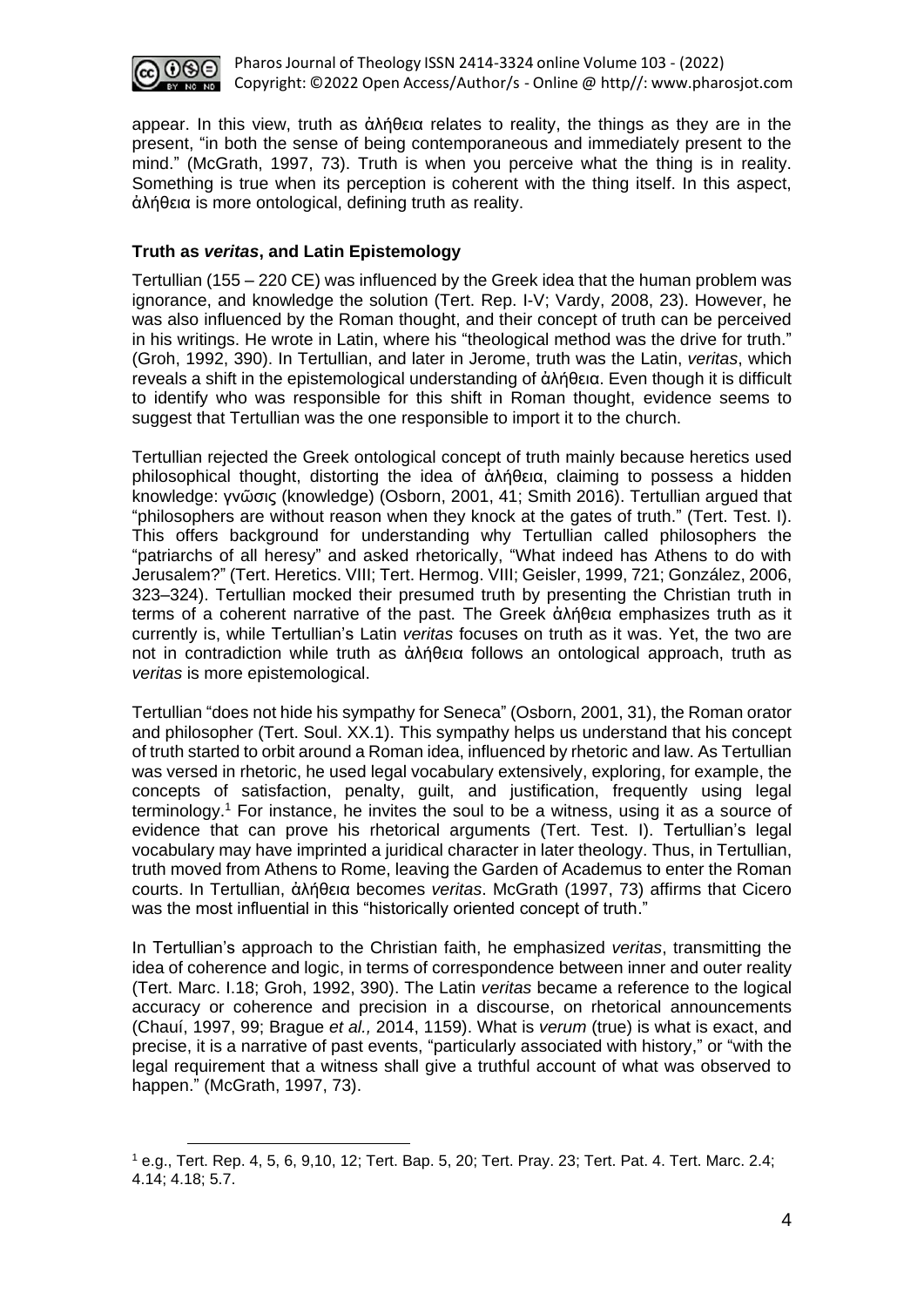appear. In this view, truth as ἀλήθεια relates to reality, the things as they are in the present, "in both the sense of being contemporaneous and immediately present to the mind." (McGrath, 1997, 73). Truth is when you perceive what the thing is in reality. Something is true when its perception is coherent with the thing itself. In this aspect, ἀλήθεια is more ontological, defining truth as reality.

### Truth as *veritas*, and Latin Epistemology

Tertullian (155 – 220 CE) was influenced by the Greek idea that the human problem was ignorance, and knowledge the solution (Tert. Rep. I-V; Vardy, 2008, 23). However, he was also influenced by the Roman thought, and their concept of truth can be perceived in his writings. He wrote in Latin, where his "theological method was the drive for truth." (Groh, 1992, 390). In Tertullian, and later in Jerome, truth was the Latin, *veritas*, which reveals a shift in the epistemological understanding of ἀλήθεια. Even though it is difficult to identify who was responsible for this shift in Roman thought, evidence seems to suggest that Tertullian was the one responsible to import it to the church.

Tertullian rejected the Greek ontological concept of truth mainly because heretics used philosophical thought, distorting the idea of ἀλήθεια, claiming to possess a hidden knowledge: γνῶσις (knowledge) (Osborn, 2001, 41; Smith 2016). Tertullian argued that "philosophers are without reason when they knock at the gates of truth." (Tert. Test. I). This offers background for understanding why Tertullian called philosophers the "patriarchs of all heresy" and asked rhetorically, "What indeed has Athens to do with Jerusalem?" (Tert. Heretics. VIII; Tert. Hermog. VIII; Geisler, 1999, 721; González, 2006, 323–324). Tertullian mocked their presumed truth by presenting the Christian truth in terms of a coherent narrative of the past. The Greek ἀλήθεια emphasizes truth as it currently is, while Tertullian's Latin *veritas* focuses on truth as it was. Yet, the two are not in contradiction while truth as ἀλήθεια follows an ontological approach, truth as *veritas* is more epistemological.

Tertullian "does not hide his sympathy for Seneca" (Osborn, 2001, 31), the Roman orator and philosopher (Tert. Soul. XX.1). This sympathy helps us understand that his concept of truth started to orbit around a Roman idea, influenced by rhetoric and law. As Tertullian was versed in rhetoric, he used legal vocabulary extensively, exploring, for example, the concepts of satisfaction, penalty, guilt, and justification, frequently using legal terminology.[1] For instance, he invites the soul to be a witness, using it as a source of evidence that can prove his rhetorical arguments (Tert. Test. I). Tertullian's legal vocabulary may have imprinted a juridical character in later theology. Thus, in Tertullian, truth moved from Athens to Rome, leaving the Garden of Academus to enter the Roman courts. In Tertullian, ἀλήθεια becomes *veritas*. McGrath (1997, 73) affirms that Cicero was the most influential in this "historically oriented concept of truth."

In Tertullian's approach to the Christian faith, he emphasized *veritas*, transmitting the idea of coherence and logic, in terms of correspondence between inner and outer reality (Tert. Marc. I.18; Groh, 1992, 390). The Latin *veritas* became a reference to the logical accuracy or coherence and precision in a discourse, on rhetorical announcements (Chauí, 1997, 99; Brague *et al.,* 2014, 1159). What is *verum* (true) is what is exact, and precise, it is a narrative of past events, "particularly associated with history," or "with the legal requirement that a witness shall give a truthful account of what was observed to happen." (McGrath, 1997, 73).

[1] e.g., Tert. Rep. 4, 5, 6, 9,10, 12; Tert. Bap. 5, 20; Tert. Pray. 23; Tert. Pat. 4. Tert. Marc. 2.4; 4.14; 4.18; 5.7.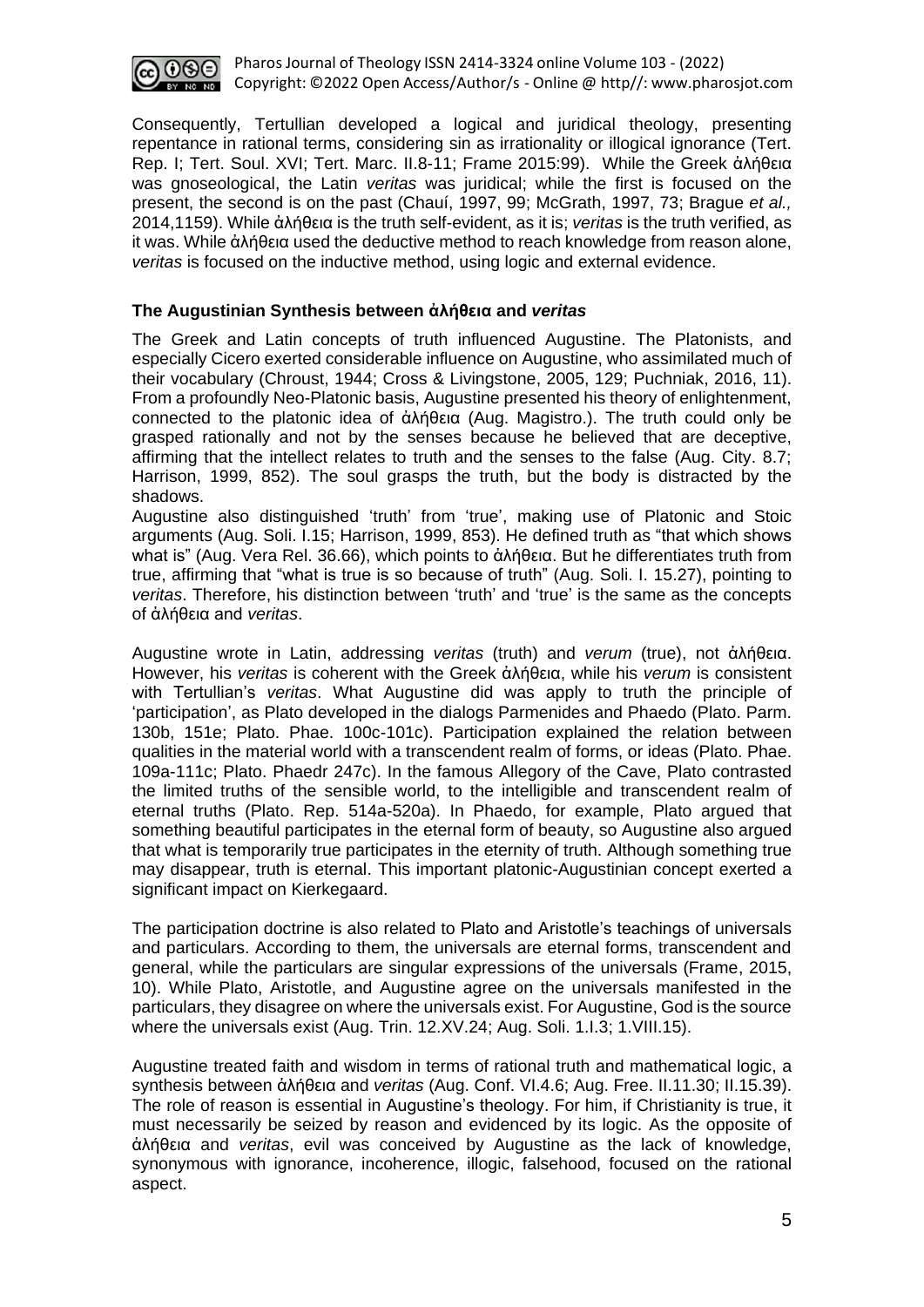Consequently, Tertullian developed a logical and juridical theology, presenting repentance in rational terms, considering sin as irrationality or illogical ignorance (Tert. Rep. I; Tert. Soul. XVI; Tert. Marc. II.8-11; Frame 2015:99). While the Greek ἀλήθεια was gnoseological, the Latin *veritas* was juridical; while the first is focused on the present, the second is on the past (Chauí, 1997, 99; McGrath, 1997, 73; Brague *et al.,* 2014,1159). While ἀλήθεια is the truth self-evident, as it is; *veritas* is the truth verified, as it was. While ἀλήθεια used the deductive method to reach knowledge from reason alone, *veritas* is focused on the inductive method, using logic and external evidence.

### The Augustinian Synthesis between ἀλήθεια and *veritas*

The Greek and Latin concepts of truth influenced Augustine. The Platonists, and especially Cicero exerted considerable influence on Augustine, who assimilated much of their vocabulary (Chroust, 1944; Cross & Livingstone, 2005, 129; Puchniak, 2016, 11). From a profoundly Neo-Platonic basis, Augustine presented his theory of enlightenment, connected to the platonic idea of ἀλήθεια (Aug. Magistro.). The truth could only be grasped rationally and not by the senses because he believed that are deceptive, affirming that the intellect relates to truth and the senses to the false (Aug. City. 8.7; Harrison, 1999, 852). The soul grasps the truth, but the body is distracted by the shadows.

Augustine also distinguished 'truth' from 'true', making use of Platonic and Stoic arguments (Aug. Soli. I.15; Harrison, 1999, 853). He defined truth as "that which shows what is" (Aug. Vera Rel. 36.66), which points to ἀλήθεια. But he differentiates truth from true, affirming that "what is true is so because of truth" (Aug. Soli. I. 15.27), pointing to *veritas*. Therefore, his distinction between 'truth' and 'true' is the same as the concepts of ἀλήθεια and *veritas*.

Augustine wrote in Latin, addressing *veritas* (truth) and *verum* (true), not ἀλήθεια. However, his *veritas* is coherent with the Greek ἀλήθεια, while his *verum* is consistent with Tertullian's *veritas*. What Augustine did was apply to truth the principle of 'participation', as Plato developed in the dialogs Parmenides and Phaedo (Plato. Parm. 130b, 151e; Plato. Phae. 100c-101c). Participation explained the relation between qualities in the material world with a transcendent realm of forms, or ideas (Plato. Phae. 109a-111c; Plato. Phaedr 247c). In the famous Allegory of the Cave, Plato contrasted the limited truths of the sensible world, to the intelligible and transcendent realm of eternal truths (Plato. Rep. 514a-520a). In Phaedo, for example, Plato argued that something beautiful participates in the eternal form of beauty, so Augustine also argued that what is temporarily true participates in the eternity of truth. Although something true may disappear, truth is eternal. This important platonic-Augustinian concept exerted a significant impact on Kierkegaard.

The participation doctrine is also related to Plato and Aristotle's teachings of universals and particulars. According to them, the universals are eternal forms, transcendent and general, while the particulars are singular expressions of the universals (Frame, 2015, 10). While Plato, Aristotle, and Augustine agree on the universals manifested in the particulars, they disagree on where the universals exist. For Augustine, God is the source where the universals exist (Aug. Trin. 12.XV.24; Aug. Soli. 1.I.3; 1.VIII.15).

Augustine treated faith and wisdom in terms of rational truth and mathematical logic, a synthesis between ἀλήθεια and *veritas* (Aug. Conf. VI.4.6; Aug. Free. II.11.30; II.15.39). The role of reason is essential in Augustine's theology. For him, if Christianity is true, it must necessarily be seized by reason and evidenced by its logic. As the opposite of ἀλήθεια and *veritas*, evil was conceived by Augustine as the lack of knowledge, synonymous with ignorance, incoherence, illogic, falsehood, focused on the rational aspect.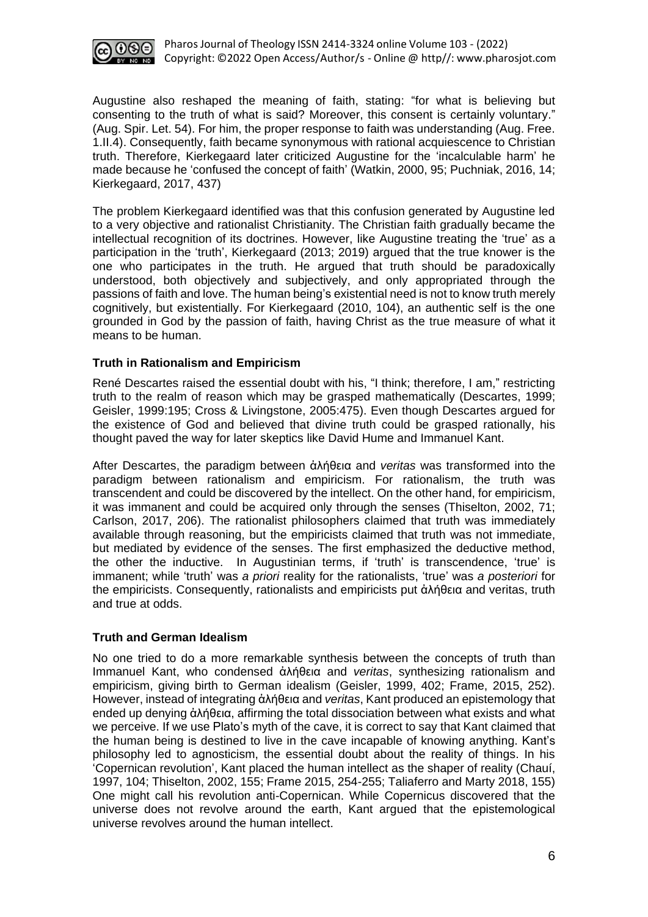Augustine also reshaped the meaning of faith, stating: "for what is believing but consenting to the truth of what is said? Moreover, this consent is certainly voluntary." (Aug. Spir. Let. 54). For him, the proper response to faith was understanding (Aug. Free. 1.II.4). Consequently, faith became synonymous with rational acquiescence to Christian truth. Therefore, Kierkegaard later criticized Augustine for the 'incalculable harm' he made because he 'confused the concept of faith' (Watkin, 2000, 95; Puchniak, 2016, 14; Kierkegaard, 2017, 437)

The problem Kierkegaard identified was that this confusion generated by Augustine led to a very objective and rationalist Christianity. The Christian faith gradually became the intellectual recognition of its doctrines. However, like Augustine treating the 'true' as a participation in the 'truth', Kierkegaard (2013; 2019) argued that the true knower is the one who participates in the truth. He argued that truth should be paradoxically understood, both objectively and subjectively, and only appropriated through the passions of faith and love. The human being's existential need is not to know truth merely cognitively, but existentially. For Kierkegaard (2010, 104), an authentic self is the one grounded in God by the passion of faith, having Christ as the true measure of what it means to be human.

### Truth in Rationalism and Empiricism

René Descartes raised the essential doubt with his, "I think; therefore, I am," restricting truth to the realm of reason which may be grasped mathematically (Descartes, 1999; Geisler, 1999:195; Cross & Livingstone, 2005:475). Even though Descartes argued for the existence of God and believed that divine truth could be grasped rationally, his thought paved the way for later skeptics like David Hume and Immanuel Kant.

After Descartes, the paradigm between ἀλήθεια and *veritas* was transformed into the paradigm between rationalism and empiricism. For rationalism, the truth was transcendent and could be discovered by the intellect. On the other hand, for empiricism, it was immanent and could be acquired only through the senses (Thiselton, 2002, 71; Carlson, 2017, 206). The rationalist philosophers claimed that truth was immediately available through reasoning, but the empiricists claimed that truth was not immediate, but mediated by evidence of the senses. The first emphasized the deductive method, the other the inductive. In Augustinian terms, if 'truth' is transcendence, 'true' is immanent; while 'truth' was *a priori* reality for the rationalists, 'true' was *a posteriori* for the empiricists. Consequently, rationalists and empiricists put ἀλήθεια and veritas, truth and true at odds.

### Truth and German Idealism

No one tried to do a more remarkable synthesis between the concepts of truth than Immanuel Kant, who condensed ἀλήθεια and *veritas*, synthesizing rationalism and empiricism, giving birth to German idealism (Geisler, 1999, 402; Frame, 2015, 252). However, instead of integrating ἀλήθεια and *veritas*, Kant produced an epistemology that ended up denying ἀλήθεια, affirming the total dissociation between what exists and what we perceive. If we use Plato's myth of the cave, it is correct to say that Kant claimed that the human being is destined to live in the cave incapable of knowing anything. Kant's philosophy led to agnosticism, the essential doubt about the reality of things. In his 'Copernican revolution', Kant placed the human intellect as the shaper of reality (Chauí, 1997, 104; Thiselton, 2002, 155; Frame 2015, 254-255; Taliaferro and Marty 2018, 155) One might call his revolution anti-Copernican. While Copernicus discovered that the universe does not revolve around the earth, Kant argued that the epistemological universe revolves around the human intellect.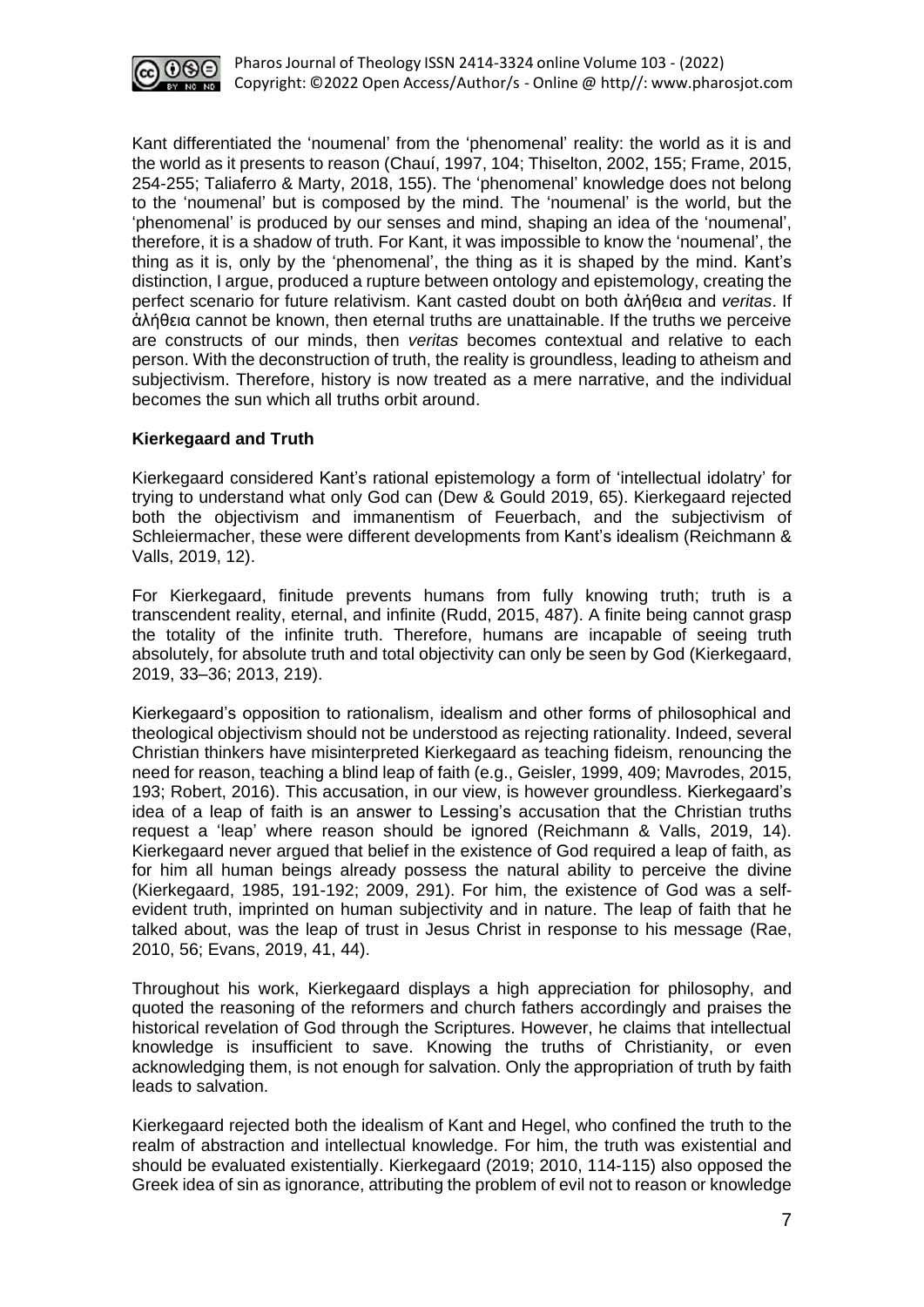Kant differentiated the 'noumenal' from the 'phenomenal' reality: the world as it is and the world as it presents to reason (Chauí, 1997, 104; Thiselton, 2002, 155; Frame, 2015, 254-255; Taliaferro & Marty, 2018, 155). The 'phenomenal' knowledge does not belong to the 'noumenal' but is composed by the mind. The 'noumenal' is the world, but the 'phenomenal' is produced by our senses and mind, shaping an idea of the 'noumenal', therefore, it is a shadow of truth. For Kant, it was impossible to know the 'noumenal', the thing as it is, only by the 'phenomenal', the thing as it is shaped by the mind. Kant's distinction, I argue, produced a rupture between ontology and epistemology, creating the perfect scenario for future relativism. Kant casted doubt on both ἀλήθεια and *veritas*. If ἀλήθεια cannot be known, then eternal truths are unattainable. If the truths we perceive are constructs of our minds, then *veritas* becomes contextual and relative to each person. With the deconstruction of truth, the reality is groundless, leading to atheism and subjectivism. Therefore, history is now treated as a mere narrative, and the individual becomes the sun which all truths orbit around.

**Kierkegaard and Truth**

Kierkegaard considered Kant's rational epistemology a form of 'intellectual idolatry' for trying to understand what only God can (Dew & Gould 2019, 65). Kierkegaard rejected both the objectivism and immanentism of Feuerbach, and the subjectivism of Schleiermacher, these were different developments from Kant's idealism (Reichmann & Valls, 2019, 12).

For Kierkegaard, finitude prevents humans from fully knowing truth; truth is a transcendent reality, eternal, and infinite (Rudd, 2015, 487). A finite being cannot grasp the totality of the infinite truth. Therefore, humans are incapable of seeing truth absolutely, for absolute truth and total objectivity can only be seen by God (Kierkegaard, 2019, 33–36; 2013, 219).

Kierkegaard's opposition to rationalism, idealism and other forms of philosophical and theological objectivism should not be understood as rejecting rationality. Indeed, several Christian thinkers have misinterpreted Kierkegaard as teaching fideism, renouncing the need for reason, teaching a blind leap of faith (e.g., Geisler, 1999, 409; Mavrodes, 2015, 193; Robert, 2016). This accusation, in our view, is however groundless. Kierkegaard's idea of a leap of faith is an answer to Lessing's accusation that the Christian truths request a 'leap' where reason should be ignored (Reichmann & Valls, 2019, 14). Kierkegaard never argued that belief in the existence of God required a leap of faith, as for him all human beings already possess the natural ability to perceive the divine (Kierkegaard, 1985, 191-192; 2009, 291). For him, the existence of God was a self-evident truth, imprinted on human subjectivity and in nature. The leap of faith that he talked about, was the leap of trust in Jesus Christ in response to his message (Rae, 2010, 56; Evans, 2019, 41, 44).

Throughout his work, Kierkegaard displays a high appreciation for philosophy, and quoted the reasoning of the reformers and church fathers accordingly and praises the historical revelation of God through the Scriptures. However, he claims that intellectual knowledge is insufficient to save. Knowing the truths of Christianity, or even acknowledging them, is not enough for salvation. Only the appropriation of truth by faith leads to salvation.

Kierkegaard rejected both the idealism of Kant and Hegel, who confined the truth to the realm of abstraction and intellectual knowledge. For him, the truth was existential and should be evaluated existentially. Kierkegaard (2019; 2010, 114-115) also opposed the Greek idea of sin as ignorance, attributing the problem of evil not to reason or knowledge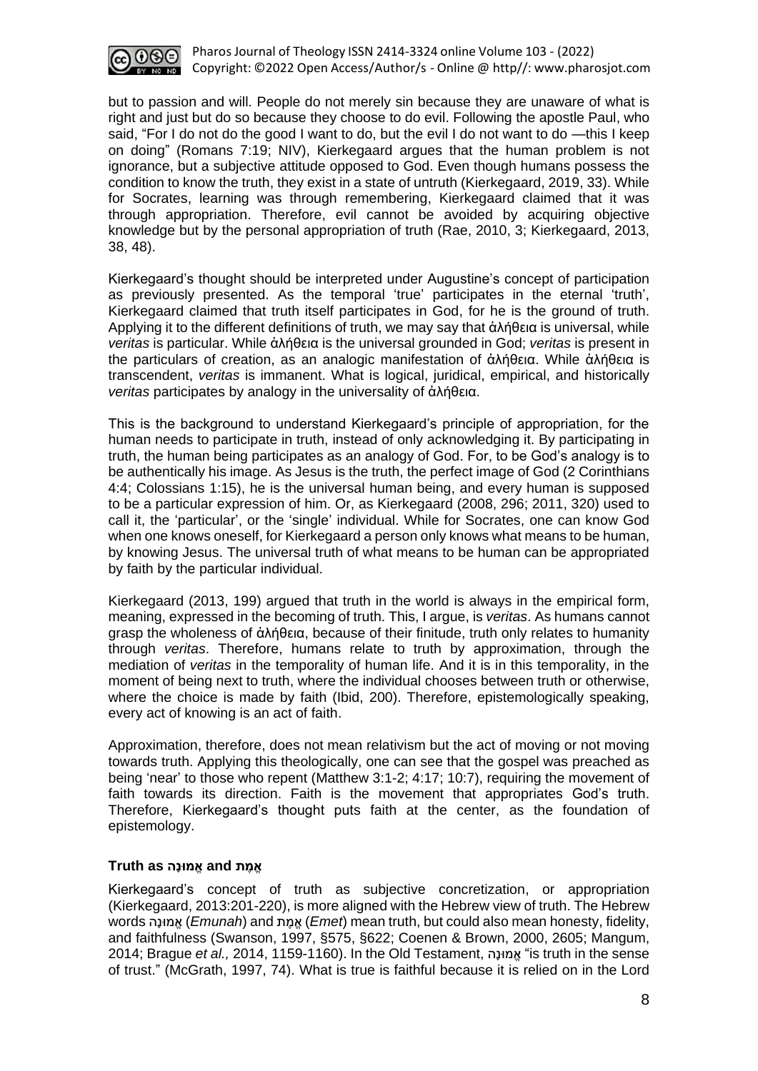but to passion and will. People do not merely sin because they are unaware of what is right and just but do so because they choose to do evil. Following the apostle Paul, who said, “For I do not do the good I want to do, but the evil I do not want to do —this I keep on doing” (Romans 7:19; NIV), Kierkegaard argues that the human problem is not ignorance, but a subjective attitude opposed to God. Even though humans possess the condition to know the truth, they exist in a state of untruth (Kierkegaard, 2019, 33). While for Socrates, learning was through remembering, Kierkegaard claimed that it was through appropriation. Therefore, evil cannot be avoided by acquiring objective knowledge but by the personal appropriation of truth (Rae, 2010, 3; Kierkegaard, 2013, 38, 48).

Kierkegaard’s thought should be interpreted under Augustine’s concept of participation as previously presented. As the temporal ‘true’ participates in the eternal ‘truth’, Kierkegaard claimed that truth itself participates in God, for he is the ground of truth. Applying it to the different definitions of truth, we may say that ἀλήθεια is universal, while *veritas* is particular. While ἀλήθεια is the universal grounded in God; *veritas* is present in the particulars of creation, as an analogic manifestation of ἀλήθεια. While ἀλήθεια is transcendent, *veritas* is immanent. What is logical, juridical, empirical, and historically *veritas* participates by analogy in the universality of ἀλήθεια.

This is the background to understand Kierkegaard’s principle of appropriation, for the human needs to participate in truth, instead of only acknowledging it. By participating in truth, the human being participates as an analogy of God. For, to be God’s analogy is to be authentically his image. As Jesus is the truth, the perfect image of God (2 Corinthians 4:4; Colossians 1:15), he is the universal human being, and every human is supposed to be a particular expression of him. Or, as Kierkegaard (2008, 296; 2011, 320) used to call it, the ‘particular’, or the ‘single’ individual. While for Socrates, one can know God when one knows oneself, for Kierkegaard a person only knows what means to be human, by knowing Jesus. The universal truth of what means to be human can be appropriated by faith by the particular individual.

Kierkegaard (2013, 199) argued that truth in the world is always in the empirical form, meaning, expressed in the becoming of truth. This, I argue, is *veritas*. As humans cannot grasp the wholeness of ἀλήθεια, because of their finitude, truth only relates to humanity through *veritas*. Therefore, humans relate to truth by approximation, through the mediation of *veritas* in the temporality of human life. And it is in this temporality, in the moment of being next to truth, where the individual chooses between truth or otherwise, where the choice is made by faith (Ibid, 200). Therefore, epistemologically speaking, every act of knowing is an act of faith.

Approximation, therefore, does not mean relativism but the act of moving or not moving towards truth. Applying this theologically, one can see that the gospel was preached as being ‘near’ to those who repent (Matthew 3:1-2; 4:17; 10:7), requiring the movement of faith towards its direction. Faith is the movement that appropriates God’s truth. Therefore, Kierkegaard’s thought puts faith at the center, as the foundation of epistemology.

### Truth as אֱמוּנָה and אֱמֶת

Kierkegaard’s concept of truth as subjective concretization, or appropriation (Kierkegaard, 2013:201-220), is more aligned with the Hebrew view of truth. The Hebrew words אֱמוּנָה (*Emunah*) and אֱמֶת (*Emet*) mean truth, but could also mean honesty, fidelity, and faithfulness (Swanson, 1997, §575, §622; Coenen & Brown, 2000, 2605; Mangum, 2014; Brague *et al.,* 2014, 1159-1160). In the Old Testament, אֱמוּנָה “is truth in the sense of trust.” (McGrath, 1997, 74). What is true is faithful because it is relied on in the Lord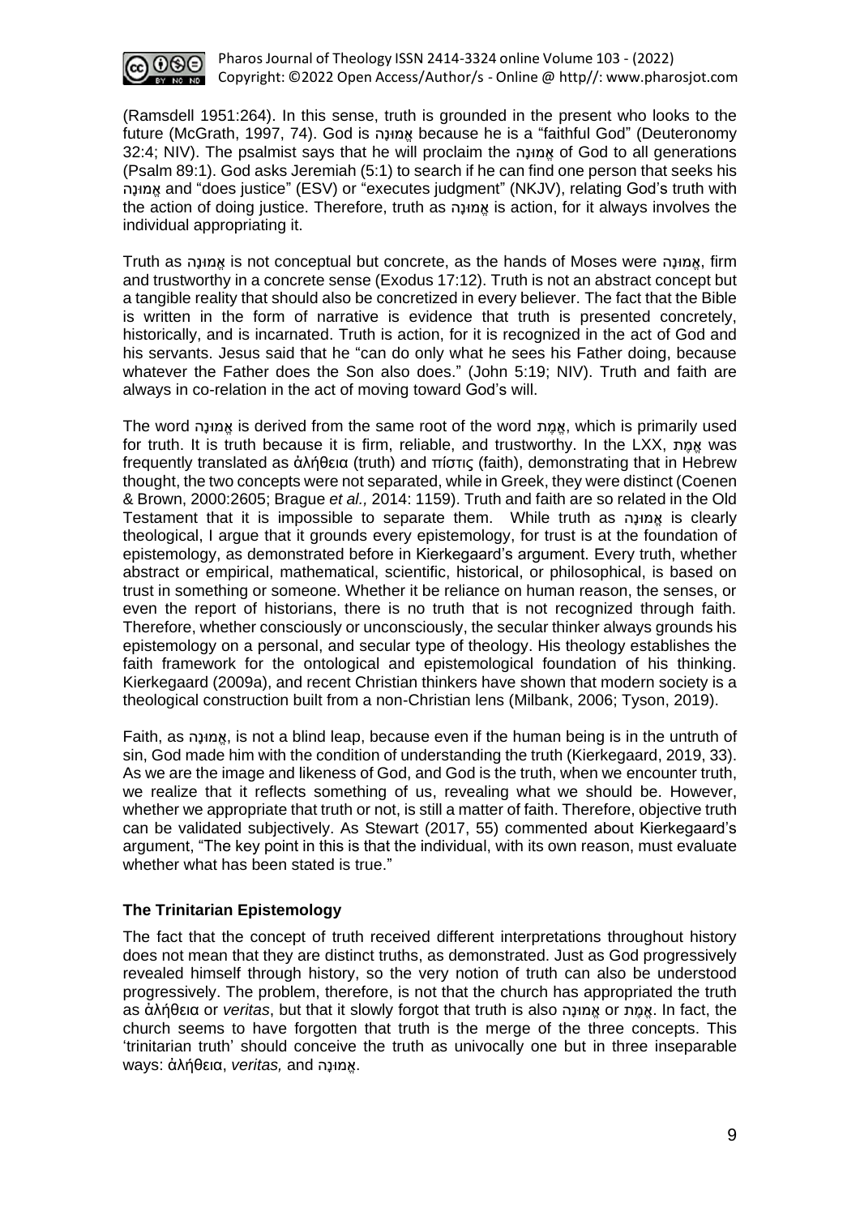(Ramsdell 1951:264). In this sense, truth is grounded in the present who looks to the future (McGrath, 1997, 74). God is אֱמוּנָה because he is a "faithful God" (Deuteronomy 32:4; NIV). The psalmist says that he will proclaim the אֱמוּנָה of God to all generations (Psalm 89:1). God asks Jeremiah (5:1) to search if he can find one person that seeks his אֱמוּנָה and "does justice" (ESV) or "executes judgment" (NKJV), relating God's truth with the action of doing justice. Therefore, truth as אֱמוּנָה is action, for it always involves the individual appropriating it.

Truth as אֱמוּנָה is not conceptual but concrete, as the hands of Moses were אֱמוּנָה, firm and trustworthy in a concrete sense (Exodus 17:12). Truth is not an abstract concept but a tangible reality that should also be concretized in every believer. The fact that the Bible is written in the form of narrative is evidence that truth is presented concretely, historically, and is incarnated. Truth is action, for it is recognized in the act of God and his servants. Jesus said that he "can do only what he sees his Father doing, because whatever the Father does the Son also does." (John 5:19; NIV). Truth and faith are always in co-relation in the act of moving toward God's will.

The word אֱמוּנָה is derived from the same root of the word אֱמֶת, which is primarily used for truth. It is truth because it is firm, reliable, and trustworthy. In the LXX, אֱמֶת was frequently translated as ἀλήθεια (truth) and πίστις (faith), demonstrating that in Hebrew thought, the two concepts were not separated, while in Greek, they were distinct (Coenen & Brown, 2000:2605; Brague *et al.,* 2014: 1159). Truth and faith are so related in the Old Testament that it is impossible to separate them. While truth as אֱמוּנָה is clearly theological, I argue that it grounds every epistemology, for trust is at the foundation of epistemology, as demonstrated before in Kierkegaard's argument. Every truth, whether abstract or empirical, mathematical, scientific, historical, or philosophical, is based on trust in something or someone. Whether it be reliance on human reason, the senses, or even the report of historians, there is no truth that is not recognized through faith. Therefore, whether consciously or unconsciously, the secular thinker always grounds his epistemology on a personal, and secular type of theology. His theology establishes the faith framework for the ontological and epistemological foundation of his thinking. Kierkegaard (2009a), and recent Christian thinkers have shown that modern society is a theological construction built from a non-Christian lens (Milbank, 2006; Tyson, 2019).

Faith, as אֱמוּנָה, is not a blind leap, because even if the human being is in the untruth of sin, God made him with the condition of understanding the truth (Kierkegaard, 2019, 33). As we are the image and likeness of God, and God is the truth, when we encounter truth, we realize that it reflects something of us, revealing what we should be. However, whether we appropriate that truth or not, is still a matter of faith. Therefore, objective truth can be validated subjectively. As Stewart (2017, 55) commented about Kierkegaard's argument, "The key point in this is that the individual, with its own reason, must evaluate whether what has been stated is true."

### The Trinitarian Epistemology

The fact that the concept of truth received different interpretations throughout history does not mean that they are distinct truths, as demonstrated. Just as God progressively revealed himself through history, so the very notion of truth can also be understood progressively. The problem, therefore, is not that the church has appropriated the truth as ἀλήθεια or *veritas*, but that it slowly forgot that truth is also אֱמוּנָה or אֱמֶת. In fact, the church seems to have forgotten that truth is the merge of the three concepts. This 'trinitarian truth' should conceive the truth as univocally one but in three inseparable ways: ἀλήθεια, *veritas,* and אֱמוּנָה.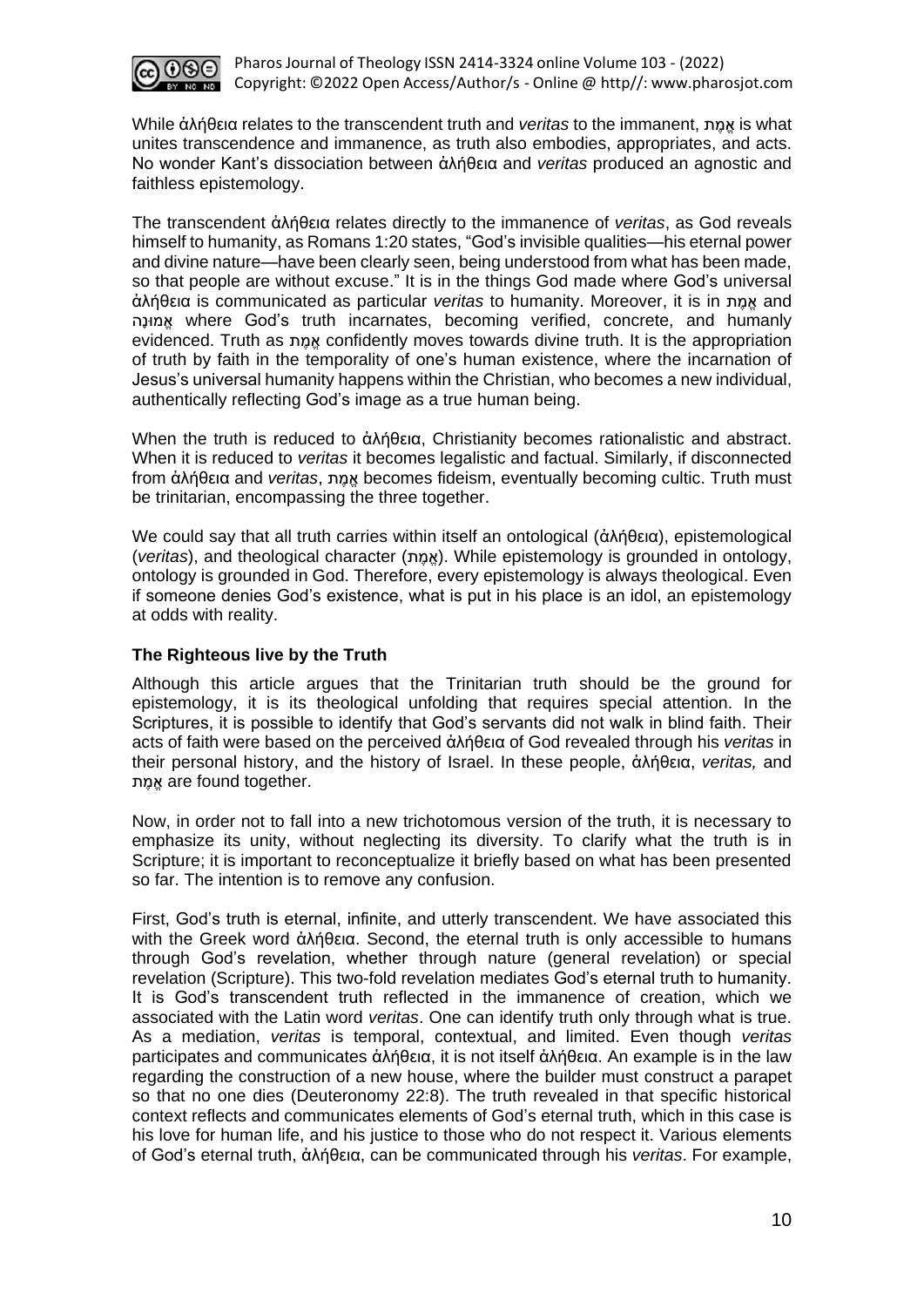While ἀλήθεια relates to the transcendent truth and *veritas* to the immanent, אֱמֶת is what unites transcendence and immanence, as truth also embodies, appropriates, and acts. No wonder Kant's dissociation between ἀλήθεια and *veritas* produced an agnostic and faithless epistemology.

The transcendent ἀλήθεια relates directly to the immanence of *veritas*, as God reveals himself to humanity, as Romans 1:20 states, "God's invisible qualities—his eternal power and divine nature—have been clearly seen, being understood from what has been made, so that people are without excuse." It is in the things God made where God's universal ἀλήθεια is communicated as particular *veritas* to humanity. Moreover, it is in אֱמֶת and אֱמוּנָה where God's truth incarnates, becoming verified, concrete, and humanly evidenced. Truth as אֱמֶת confidently moves towards divine truth. It is the appropriation of truth by faith in the temporality of one's human existence, where the incarnation of Jesus's universal humanity happens within the Christian, who becomes a new individual, authentically reflecting God's image as a true human being.

When the truth is reduced to ἀλήθεια, Christianity becomes rationalistic and abstract. When it is reduced to *veritas* it becomes legalistic and factual. Similarly, if disconnected from ἀλήθεια and *veritas*, אֱמֶת becomes fideism, eventually becoming cultic. Truth must be trinitarian, encompassing the three together.

We could say that all truth carries within itself an ontological (ἀλήθεια), epistemological (*veritas*), and theological character (אֱמֶת). While epistemology is grounded in ontology, ontology is grounded in God. Therefore, every epistemology is always theological. Even if someone denies God's existence, what is put in his place is an idol, an epistemology at odds with reality.

### The Righteous live by the Truth

Although this article argues that the Trinitarian truth should be the ground for epistemology, it is its theological unfolding that requires special attention. In the Scriptures, it is possible to identify that God's servants did not walk in blind faith. Their acts of faith were based on the perceived ἀλήθεια of God revealed through his *veritas* in their personal history, and the history of Israel. In these people, ἀλήθεια, *veritas,* and אֱמֶת are found together.

Now, in order not to fall into a new trichotomous version of the truth, it is necessary to emphasize its unity, without neglecting its diversity. To clarify what the truth is in Scripture; it is important to reconceptualize it briefly based on what has been presented so far. The intention is to remove any confusion.

First, God's truth is eternal, infinite, and utterly transcendent. We have associated this with the Greek word ἀλήθεια. Second, the eternal truth is only accessible to humans through God's revelation, whether through nature (general revelation) or special revelation (Scripture). This two-fold revelation mediates God's eternal truth to humanity. It is God's transcendent truth reflected in the immanence of creation, which we associated with the Latin word *veritas*. One can identify truth only through what is true. As a mediation, *veritas* is temporal, contextual, and limited. Even though *veritas* participates and communicates ἀλήθεια, it is not itself ἀλήθεια. An example is in the law regarding the construction of a new house, where the builder must construct a parapet so that no one dies (Deuteronomy 22:8). The truth revealed in that specific historical context reflects and communicates elements of God's eternal truth, which in this case is his love for human life, and his justice to those who do not respect it. Various elements of God's eternal truth, ἀλήθεια, can be communicated through his *veritas*. For example,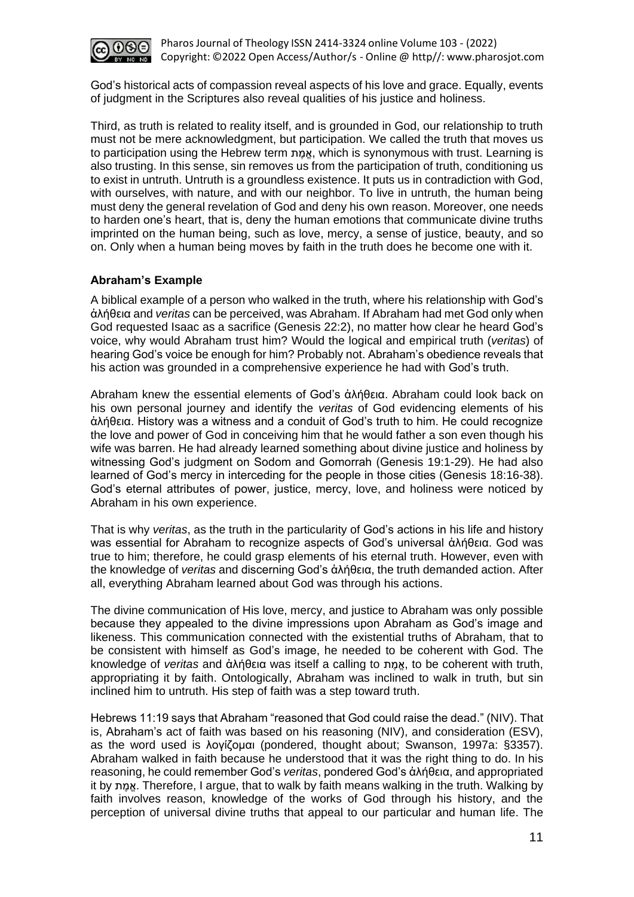God's historical acts of compassion reveal aspects of his love and grace. Equally, events of judgment in the Scriptures also reveal qualities of his justice and holiness.

Third, as truth is related to reality itself, and is grounded in God, our relationship to truth must not be mere acknowledgment, but participation. We called the truth that moves us to participation using the Hebrew term אֱמֶת, which is synonymous with trust. Learning is also trusting. In this sense, sin removes us from the participation of truth, conditioning us to exist in untruth. Untruth is a groundless existence. It puts us in contradiction with God, with ourselves, with nature, and with our neighbor. To live in untruth, the human being must deny the general revelation of God and deny his own reason. Moreover, one needs to harden one's heart, that is, deny the human emotions that communicate divine truths imprinted on the human being, such as love, mercy, a sense of justice, beauty, and so on. Only when a human being moves by faith in the truth does he become one with it.

### Abraham's Example

A biblical example of a person who walked in the truth, where his relationship with God's ἀλήθεια and *veritas* can be perceived, was Abraham. If Abraham had met God only when God requested Isaac as a sacrifice (Genesis 22:2), no matter how clear he heard God's voice, why would Abraham trust him? Would the logical and empirical truth (*veritas*) of hearing God's voice be enough for him? Probably not. Abraham's obedience reveals that his action was grounded in a comprehensive experience he had with God's truth.

Abraham knew the essential elements of God's ἀλήθεια. Abraham could look back on his own personal journey and identify the *veritas* of God evidencing elements of his ἀλήθεια. History was a witness and a conduit of God's truth to him. He could recognize the love and power of God in conceiving him that he would father a son even though his wife was barren. He had already learned something about divine justice and holiness by witnessing God's judgment on Sodom and Gomorrah (Genesis 19:1-29). He had also learned of God's mercy in interceding for the people in those cities (Genesis 18:16-38). God's eternal attributes of power, justice, mercy, love, and holiness were noticed by Abraham in his own experience.

That is why *veritas*, as the truth in the particularity of God's actions in his life and history was essential for Abraham to recognize aspects of God's universal ἀλήθεια. God was true to him; therefore, he could grasp elements of his eternal truth. However, even with the knowledge of *veritas* and discerning God's ἀλήθεια, the truth demanded action. After all, everything Abraham learned about God was through his actions.

The divine communication of His love, mercy, and justice to Abraham was only possible because they appealed to the divine impressions upon Abraham as God's image and likeness. This communication connected with the existential truths of Abraham, that to be consistent with himself as God's image, he needed to be coherent with God. The knowledge of *veritas* and ἀλήθεια was itself a calling to אֱמֶת, to be coherent with truth, appropriating it by faith. Ontologically, Abraham was inclined to walk in truth, but sin inclined him to untruth. His step of faith was a step toward truth.

Hebrews 11:19 says that Abraham "reasoned that God could raise the dead." (NIV). That is, Abraham's act of faith was based on his reasoning (NIV), and consideration (ESV), as the word used is λογίζομαι (pondered, thought about; Swanson, 1997a: §3357). Abraham walked in faith because he understood that it was the right thing to do. In his reasoning, he could remember God's *veritas*, pondered God's ἀλήθεια, and appropriated it by אֱמֶת. Therefore, I argue, that to walk by faith means walking in the truth. Walking by faith involves reason, knowledge of the works of God through his history, and the perception of universal divine truths that appeal to our particular and human life. The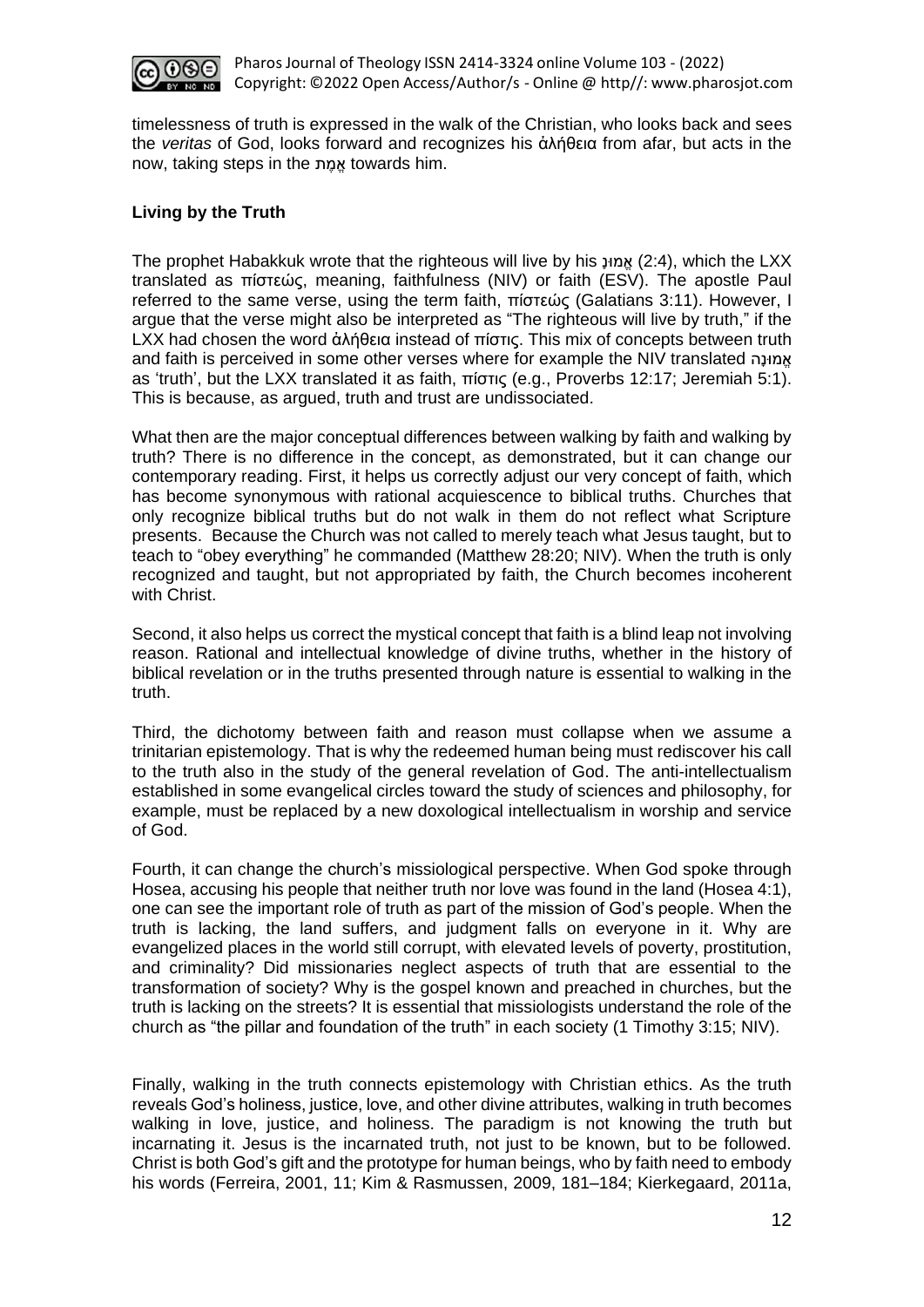timelessness of truth is expressed in the walk of the Christian, who looks back and sees the *veritas* of God, looks forward and recognizes his ἀλήθεια from afar, but acts in the now, taking steps in the אֱמֶת towards him.

## Living by the Truth

The prophet Habakkuk wrote that the righteous will live by his אֱמוּנָ (2:4), which the LXX translated as πίστεώς, meaning, faithfulness (NIV) or faith (ESV). The apostle Paul referred to the same verse, using the term faith, πίστεώς (Galatians 3:11). However, I argue that the verse might also be interpreted as "The righteous will live by truth," if the LXX had chosen the word ἀλήθεια instead of πίστις. This mix of concepts between truth and faith is perceived in some other verses where for example the NIV translated אֱמוּנָה as 'truth', but the LXX translated it as faith, πίστις (e.g., Proverbs 12:17; Jeremiah 5:1). This is because, as argued, truth and trust are undissociated.

What then are the major conceptual differences between walking by faith and walking by truth? There is no difference in the concept, as demonstrated, but it can change our contemporary reading. First, it helps us correctly adjust our very concept of faith, which has become synonymous with rational acquiescence to biblical truths. Churches that only recognize biblical truths but do not walk in them do not reflect what Scripture presents. Because the Church was not called to merely teach what Jesus taught, but to teach to "obey everything" he commanded (Matthew 28:20; NIV). When the truth is only recognized and taught, but not appropriated by faith, the Church becomes incoherent with Christ.

Second, it also helps us correct the mystical concept that faith is a blind leap not involving reason. Rational and intellectual knowledge of divine truths, whether in the history of biblical revelation or in the truths presented through nature is essential to walking in the truth.

Third, the dichotomy between faith and reason must collapse when we assume a trinitarian epistemology. That is why the redeemed human being must rediscover his call to the truth also in the study of the general revelation of God. The anti-intellectualism established in some evangelical circles toward the study of sciences and philosophy, for example, must be replaced by a new doxological intellectualism in worship and service of God.

Fourth, it can change the church's missiological perspective. When God spoke through Hosea, accusing his people that neither truth nor love was found in the land (Hosea 4:1), one can see the important role of truth as part of the mission of God's people. When the truth is lacking, the land suffers, and judgment falls on everyone in it. Why are evangelized places in the world still corrupt, with elevated levels of poverty, prostitution, and criminality? Did missionaries neglect aspects of truth that are essential to the transformation of society? Why is the gospel known and preached in churches, but the truth is lacking on the streets? It is essential that missiologists understand the role of the church as "the pillar and foundation of the truth" in each society (1 Timothy 3:15; NIV).

Finally, walking in the truth connects epistemology with Christian ethics. As the truth reveals God's holiness, justice, love, and other divine attributes, walking in truth becomes walking in love, justice, and holiness. The paradigm is not knowing the truth but incarnating it. Jesus is the incarnated truth, not just to be known, but to be followed. Christ is both God's gift and the prototype for human beings, who by faith need to embody his words (Ferreira, 2001, 11; Kim & Rasmussen, 2009, 181–184; Kierkegaard, 2011a,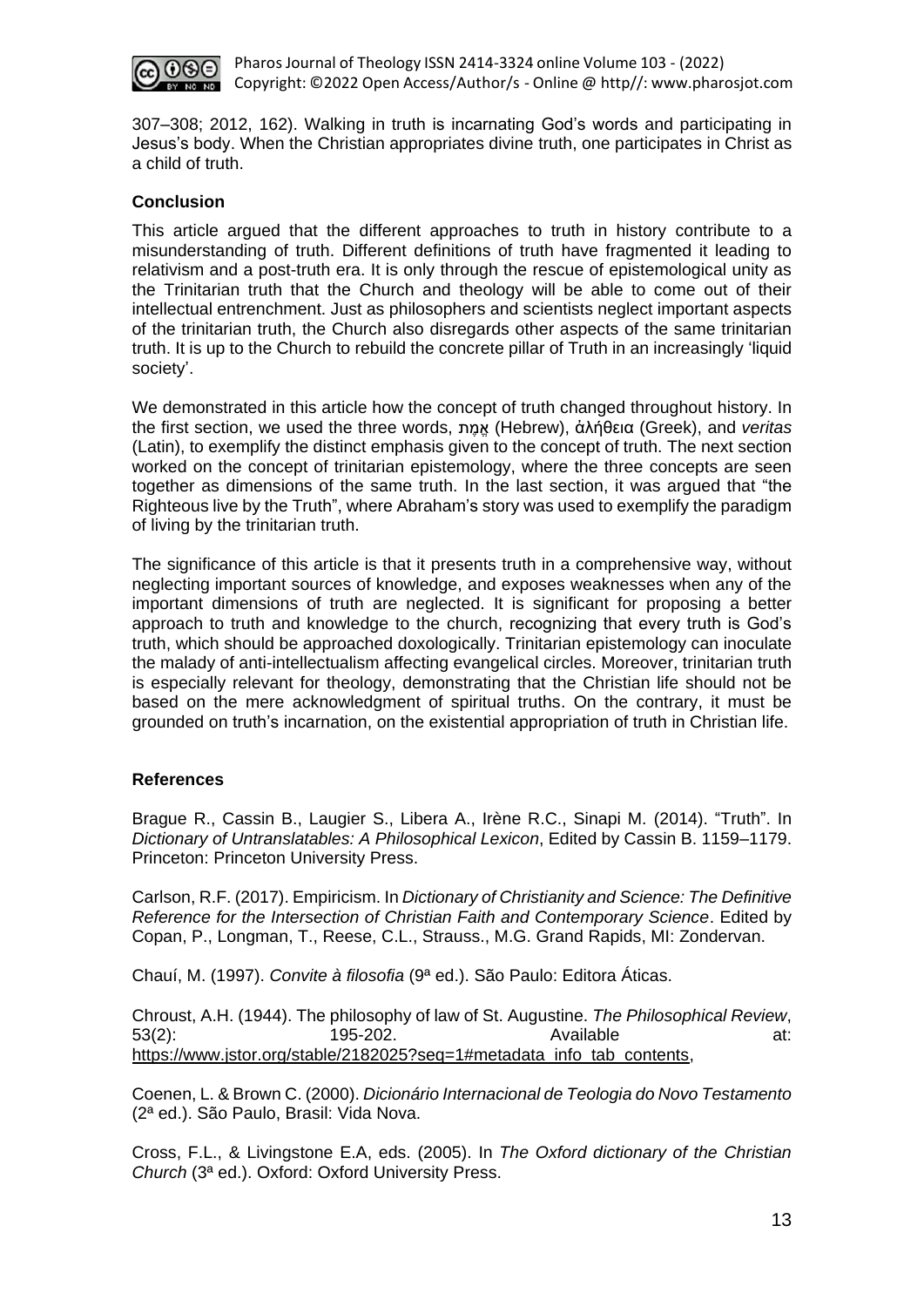307–308; 2012, 162). Walking in truth is incarnating God's words and participating in Jesus's body. When the Christian appropriates divine truth, one participates in Christ as a child of truth.

## Conclusion

This article argued that the different approaches to truth in history contribute to a misunderstanding of truth. Different definitions of truth have fragmented it leading to relativism and a post-truth era. It is only through the rescue of epistemological unity as the Trinitarian truth that the Church and theology will be able to come out of their intellectual entrenchment. Just as philosophers and scientists neglect important aspects of the trinitarian truth, the Church also disregards other aspects of the same trinitarian truth. It is up to the Church to rebuild the concrete pillar of Truth in an increasingly 'liquid society'.

We demonstrated in this article how the concept of truth changed throughout history. In the first section, we used the three words, אֱמֶת (Hebrew), ἀλήθεια (Greek), and *veritas* (Latin), to exemplify the distinct emphasis given to the concept of truth. The next section worked on the concept of trinitarian epistemology, where the three concepts are seen together as dimensions of the same truth. In the last section, it was argued that "the Righteous live by the Truth", where Abraham's story was used to exemplify the paradigm of living by the trinitarian truth.

The significance of this article is that it presents truth in a comprehensive way, without neglecting important sources of knowledge, and exposes weaknesses when any of the important dimensions of truth are neglected. It is significant for proposing a better approach to truth and knowledge to the church, recognizing that every truth is God's truth, which should be approached doxologically. Trinitarian epistemology can inoculate the malady of anti-intellectualism affecting evangelical circles. Moreover, trinitarian truth is especially relevant for theology, demonstrating that the Christian life should not be based on the mere acknowledgment of spiritual truths. On the contrary, it must be grounded on truth's incarnation, on the existential appropriation of truth in Christian life.

## References

Brague R., Cassin B., Laugier S., Libera A., Irène R.C., Sinapi M. (2014). "Truth". In *Dictionary of Untranslatables: A Philosophical Lexicon*, Edited by Cassin B. 1159–1179. Princeton: Princeton University Press.

Carlson, R.F. (2017). Empiricism. In *Dictionary of Christianity and Science: The Definitive Reference for the Intersection of Christian Faith and Contemporary Science*. Edited by Copan, P., Longman, T., Reese, C.L., Strauss., M.G. Grand Rapids, MI: Zondervan.

Chauí, M. (1997). *Convite à filosofia* (9ª ed.). São Paulo: Editora Áticas.

Chroust, A.H. (1944). The philosophy of law of St. Augustine. *The Philosophical Review*, 53(2): 195-202. Available at: https://www.jstor.org/stable/2182025?seq=1#metadata_info_tab_contents,

Coenen, L. & Brown C. (2000). *Dicionário Internacional de Teologia do Novo Testamento* (2ª ed.). São Paulo, Brasil: Vida Nova.

Cross, F.L., & Livingstone E.A, eds. (2005). In *The Oxford dictionary of the Christian Church* (3ª ed.). Oxford: Oxford University Press.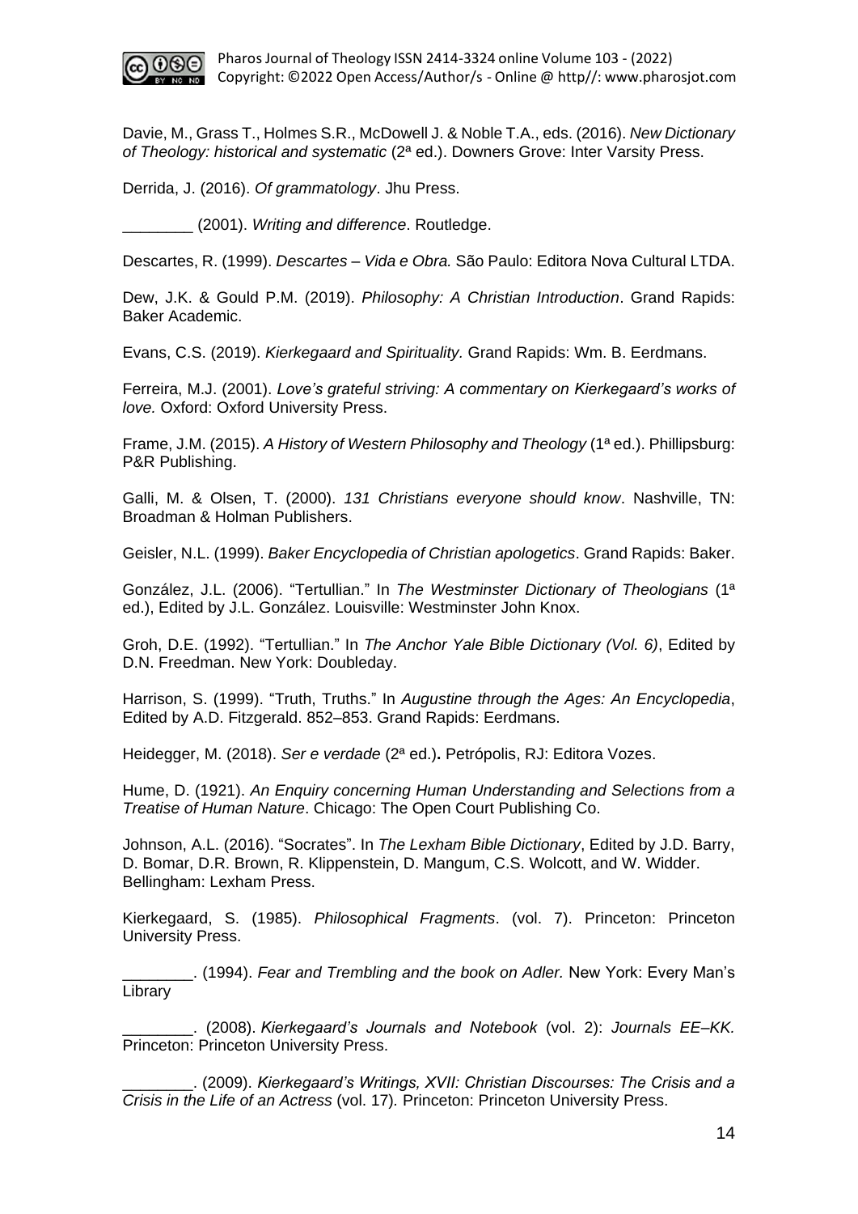Davie, M., Grass T., Holmes S.R., McDowell J. & Noble T.A., eds. (2016). *New Dictionary of Theology: historical and systematic* (2ª ed.). Downers Grove: Inter Varsity Press.

Derrida, J. (2016). *Of grammatology*. Jhu Press.

________ (2001). *Writing and difference*. Routledge.

Descartes, R. (1999). *Descartes – Vida e Obra.* São Paulo: Editora Nova Cultural LTDA.

Dew, J.K. & Gould P.M. (2019). *Philosophy: A Christian Introduction*. Grand Rapids: Baker Academic.

Evans, C.S. (2019). *Kierkegaard and Spirituality.* Grand Rapids: Wm. B. Eerdmans.

Ferreira, M.J. (2001). *Love's grateful striving: A commentary on Kierkegaard's works of love.* Oxford: Oxford University Press.

Frame, J.M. (2015). *A History of Western Philosophy and Theology* (1ª ed.). Phillipsburg: P&R Publishing.

Galli, M. & Olsen, T. (2000). *131 Christians everyone should know*. Nashville, TN: Broadman & Holman Publishers.

Geisler, N.L. (1999). *Baker Encyclopedia of Christian apologetics*. Grand Rapids: Baker.

González, J.L. (2006). "Tertullian." In *The Westminster Dictionary of Theologians* (1ª ed.), Edited by J.L. González. Louisville: Westminster John Knox.

Groh, D.E. (1992). "Tertullian." In *The Anchor Yale Bible Dictionary (Vol. 6)*, Edited by D.N. Freedman. New York: Doubleday.

Harrison, S. (1999). "Truth, Truths." In *Augustine through the Ages: An Encyclopedia*, Edited by A.D. Fitzgerald. 852–853. Grand Rapids: Eerdmans.

Heidegger, M. (2018). *Ser e verdade* (2ª ed.)**.** Petrópolis, RJ: Editora Vozes.

Hume, D. (1921). *An Enquiry concerning Human Understanding and Selections from a Treatise of Human Nature*. Chicago: The Open Court Publishing Co.

Johnson, A.L. (2016). "Socrates". In *The Lexham Bible Dictionary*, Edited by J.D. Barry, D. Bomar, D.R. Brown, R. Klippenstein, D. Mangum, C.S. Wolcott, and W. Widder. Bellingham: Lexham Press.

Kierkegaard, S. (1985). *Philosophical Fragments*. (vol. 7). Princeton: Princeton University Press.

________. (1994). *Fear and Trembling and the book on Adler.* New York: Every Man's Library

________. (2008). *Kierkegaard's Journals and Notebook* (vol. 2): *Journals EE–KK.* Princeton: Princeton University Press.

________. (2009). *Kierkegaard's Writings, XVII: Christian Discourses: The Crisis and a Crisis in the Life of an Actress* (vol. 17)*.* Princeton: Princeton University Press.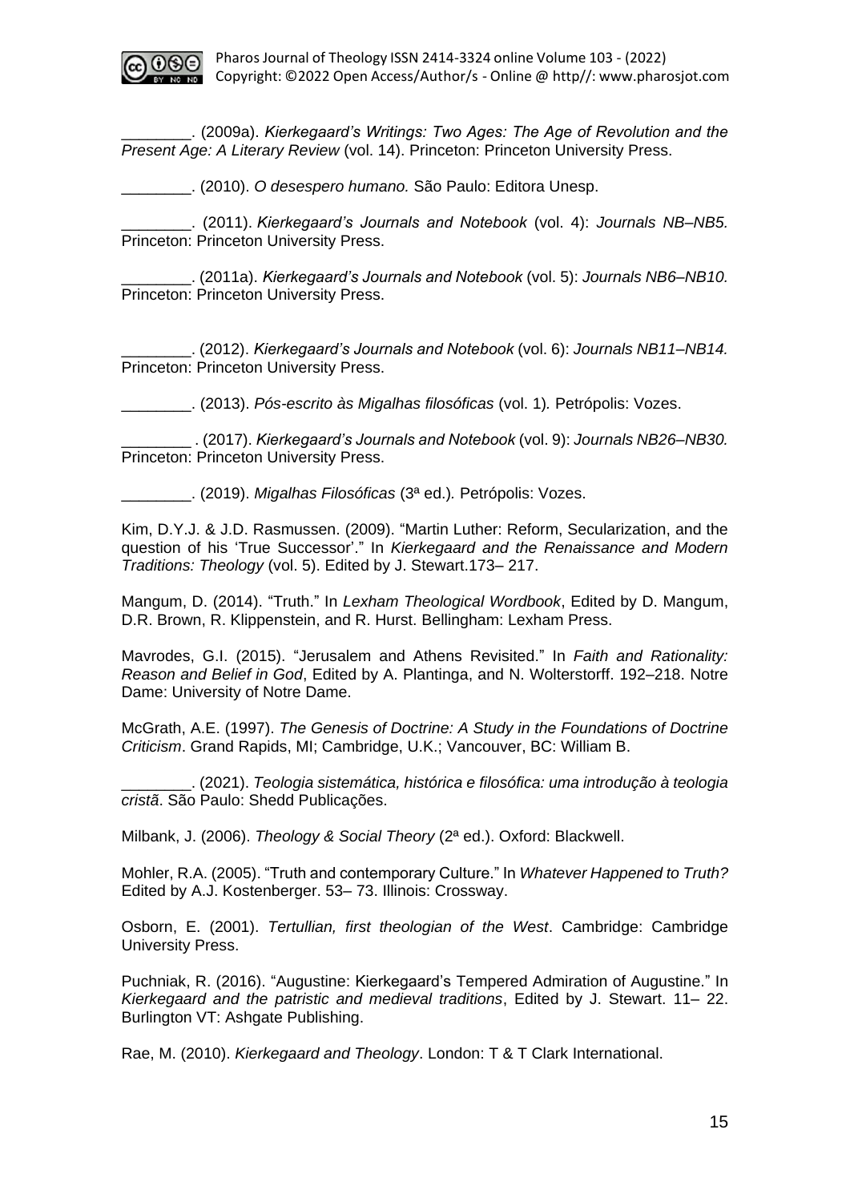________. (2009a). *Kierkegaard's Writings: Two Ages: The Age of Revolution and the Present Age: A Literary Review* (vol. 14). Princeton: Princeton University Press.

________. (2010). *O desespero humano.* São Paulo: Editora Unesp.

________. (2011). *Kierkegaard's Journals and Notebook* (vol. 4): *Journals NB–NB5.* Princeton: Princeton University Press.

________. (2011a). *Kierkegaard's Journals and Notebook* (vol. 5): *Journals NB6–NB10.* Princeton: Princeton University Press.

________. (2012). *Kierkegaard's Journals and Notebook* (vol. 6): *Journals NB11–NB14.* Princeton: Princeton University Press.

________. (2013). *Pós-escrito às Migalhas filosóficas* (vol. 1)*.* Petrópolis: Vozes.

________ . (2017). *Kierkegaard's Journals and Notebook* (vol. 9): *Journals NB26–NB30.* Princeton: Princeton University Press.

________. (2019). *Migalhas Filosóficas* (3ª ed.)*.* Petrópolis: Vozes.

Kim, D.Y.J. & J.D. Rasmussen. (2009). "Martin Luther: Reform, Secularization, and the question of his 'True Successor'." In *Kierkegaard and the Renaissance and Modern Traditions: Theology* (vol. 5). Edited by J. Stewart.173– 217.

Mangum, D. (2014). "Truth." In *Lexham Theological Wordbook*, Edited by D. Mangum, D.R. Brown, R. Klippenstein, and R. Hurst. Bellingham: Lexham Press.

Mavrodes, G.I. (2015). "Jerusalem and Athens Revisited." In *Faith and Rationality: Reason and Belief in God*, Edited by A. Plantinga, and N. Wolterstorff. 192–218. Notre Dame: University of Notre Dame.

McGrath, A.E. (1997). *The Genesis of Doctrine: A Study in the Foundations of Doctrine Criticism*. Grand Rapids, MI; Cambridge, U.K.; Vancouver, BC: William B.

________. (2021). *Teologia sistemática, histórica e filosófica: uma introdução à teologia cristã*. São Paulo: Shedd Publicações.

Milbank, J. (2006). *Theology & Social Theory* (2ª ed.). Oxford: Blackwell.

Mohler, R.A. (2005). "Truth and contemporary Culture." In *Whatever Happened to Truth?* Edited by A.J. Kostenberger. 53– 73. Illinois: Crossway.

Osborn, E. (2001). *Tertullian, first theologian of the West*. Cambridge: Cambridge University Press.

Puchniak, R. (2016). "Augustine: Kierkegaard's Tempered Admiration of Augustine." In *Kierkegaard and the patristic and medieval traditions*, Edited by J. Stewart. 11– 22. Burlington VT: Ashgate Publishing.

Rae, M. (2010). *Kierkegaard and Theology*. London: T & T Clark International.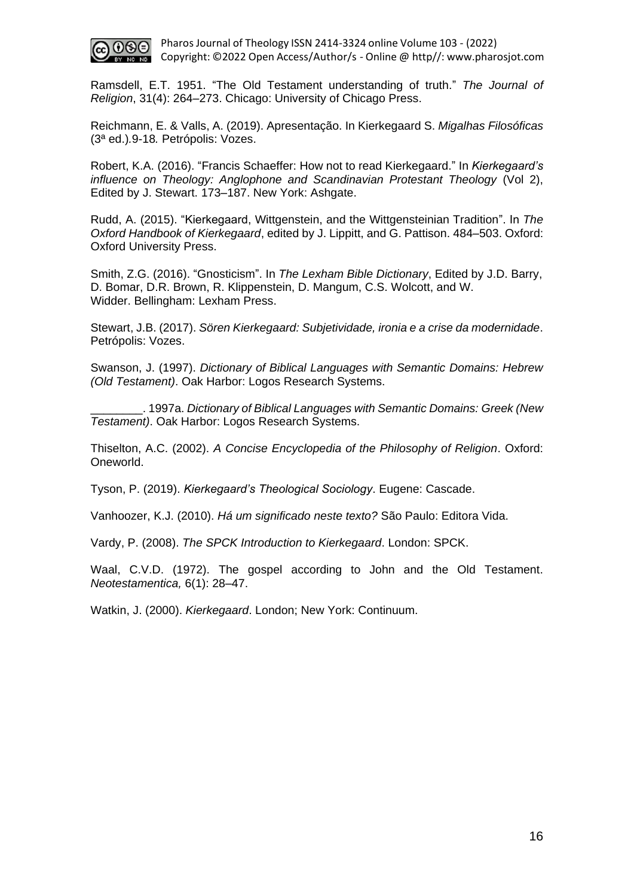Ramsdell, E.T. 1951. "The Old Testament understanding of truth." *The Journal of Religion*, 31(4): 264–273. Chicago: University of Chicago Press.

Reichmann, E. & Valls, A. (2019). Apresentação. In Kierkegaard S. *Migalhas Filosóficas* (3ª ed.).9-18*.* Petrópolis: Vozes.

Robert, K.A. (2016). "Francis Schaeffer: How not to read Kierkegaard." In *Kierkegaard's influence on Theology: Anglophone and Scandinavian Protestant Theology* (Vol 2), Edited by J. Stewart. 173–187. New York: Ashgate.

Rudd, A. (2015). "Kierkegaard, Wittgenstein, and the Wittgensteinian Tradition". In *The Oxford Handbook of Kierkegaard*, edited by J. Lippitt, and G. Pattison. 484–503. Oxford: Oxford University Press.

Smith, Z.G. (2016). "Gnosticism". In *The Lexham Bible Dictionary*, Edited by J.D. Barry, D. Bomar, D.R. Brown, R. Klippenstein, D. Mangum, C.S. Wolcott, and W. Widder. Bellingham: Lexham Press.

Stewart, J.B. (2017). *Sören Kierkegaard: Subjetividade, ironia e a crise da modernidade*. Petrópolis: Vozes.

Swanson, J. (1997). *Dictionary of Biblical Languages with Semantic Domains: Hebrew (Old Testament)*. Oak Harbor: Logos Research Systems.

________. 1997a. *Dictionary of Biblical Languages with Semantic Domains: Greek (New Testament)*. Oak Harbor: Logos Research Systems.

Thiselton, A.C. (2002). *A Concise Encyclopedia of the Philosophy of Religion*. Oxford: Oneworld.

Tyson, P. (2019). *Kierkegaard's Theological Sociology*. Eugene: Cascade.

Vanhoozer, K.J. (2010). *Há um significado neste texto?* São Paulo: Editora Vida.

Vardy, P. (2008). *The SPCK Introduction to Kierkegaard*. London: SPCK.

Waal, C.V.D. (1972). The gospel according to John and the Old Testament. *Neotestamentica,* 6(1): 28–47.

Watkin, J. (2000). *Kierkegaard*. London; New York: Continuum.